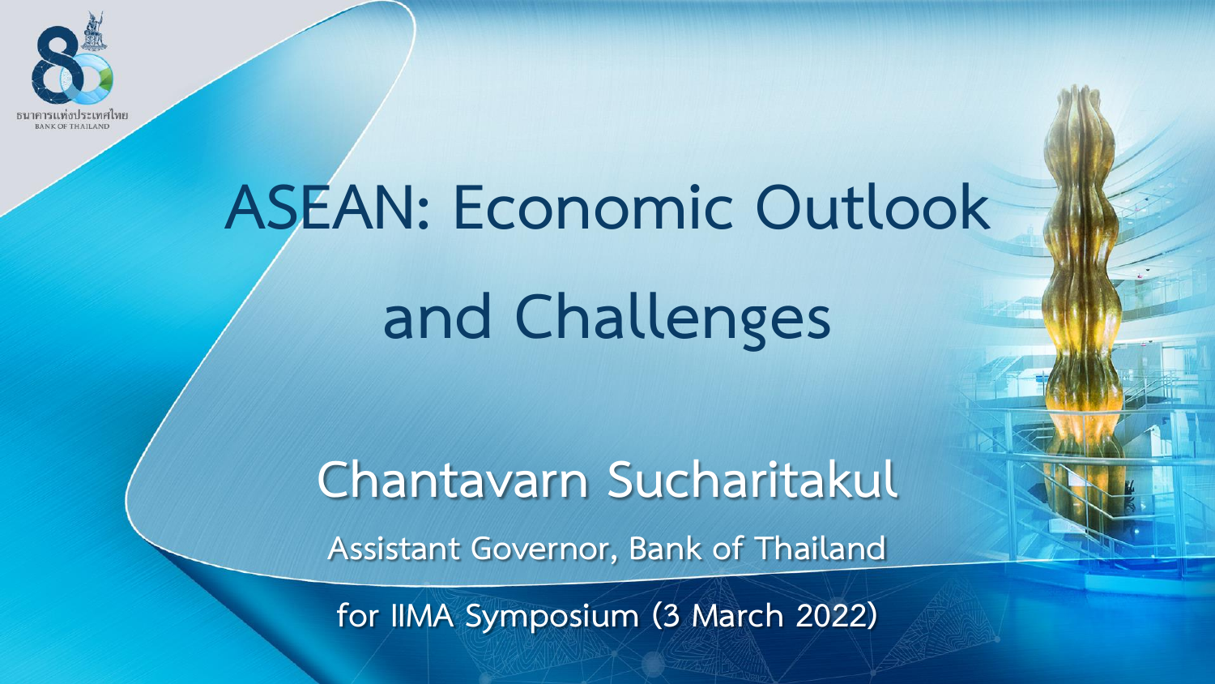# ASEAN: Economic Outlook and Challenges

**Chantavarn Sucharitakul**

**Assistant Governor, Bank of Thailand**

**for IIMA Symposium (3 March 2022)**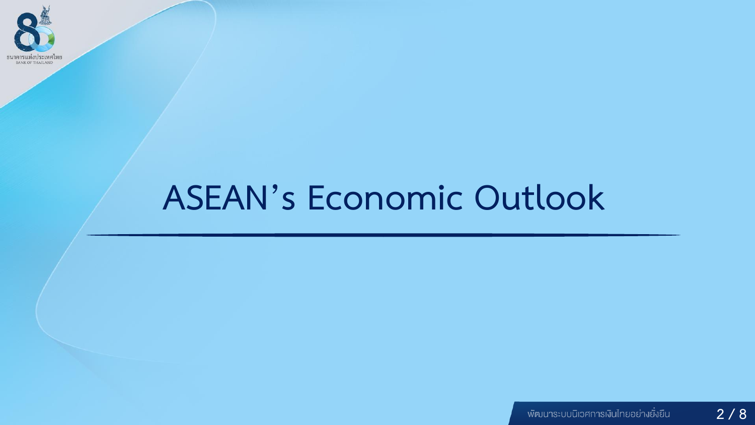# ASEAN's Economic Outlook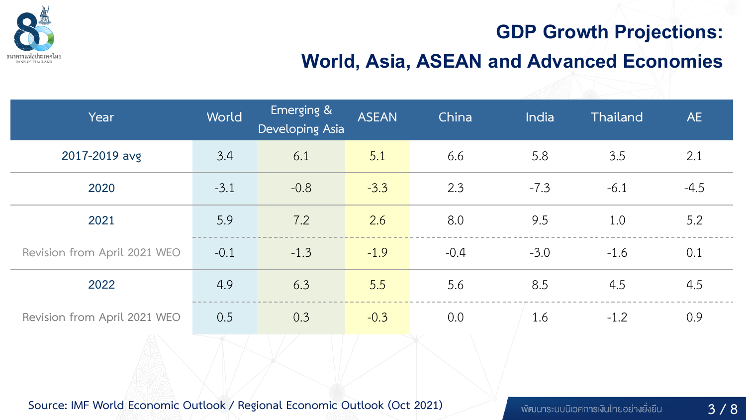# GDP Growth Projections: World, Asia, ASEAN and Advanced Economies

| Year | World | Emerging & Developing Asia | ASEAN | China | India | Thailand | AE |
|---|---|---|---|---|---|---|---|
| 2017-2019 avg | 3.4 | 6.1 | 5.1 | 6.6 | 5.8 | 3.5 | 2.1 |
| 2020 | -3.1 | -0.8 | -3.3 | 2.3 | -7.3 | -6.1 | -4.5 |
| 2021 | 5.9 | 7.2 | 2.6 | 8.0 | 9.5 | 1.0 | 5.2 |
| Revision from April 2021 WEO | -0.1 | -1.3 | -1.9 | -0.4 | -3.0 | -1.6 | 0.1 |
| 2022 | 4.9 | 6.3 | 5.5 | 5.6 | 8.5 | 4.5 | 4.5 |
| Revision from April 2021 WEO | 0.5 | 0.3 | -0.3 | 0.0 | 1.6 | -1.2 | 0.9 |

Source: IMF World Economic Outlook / Regional Economic Outlook (Oct 2021)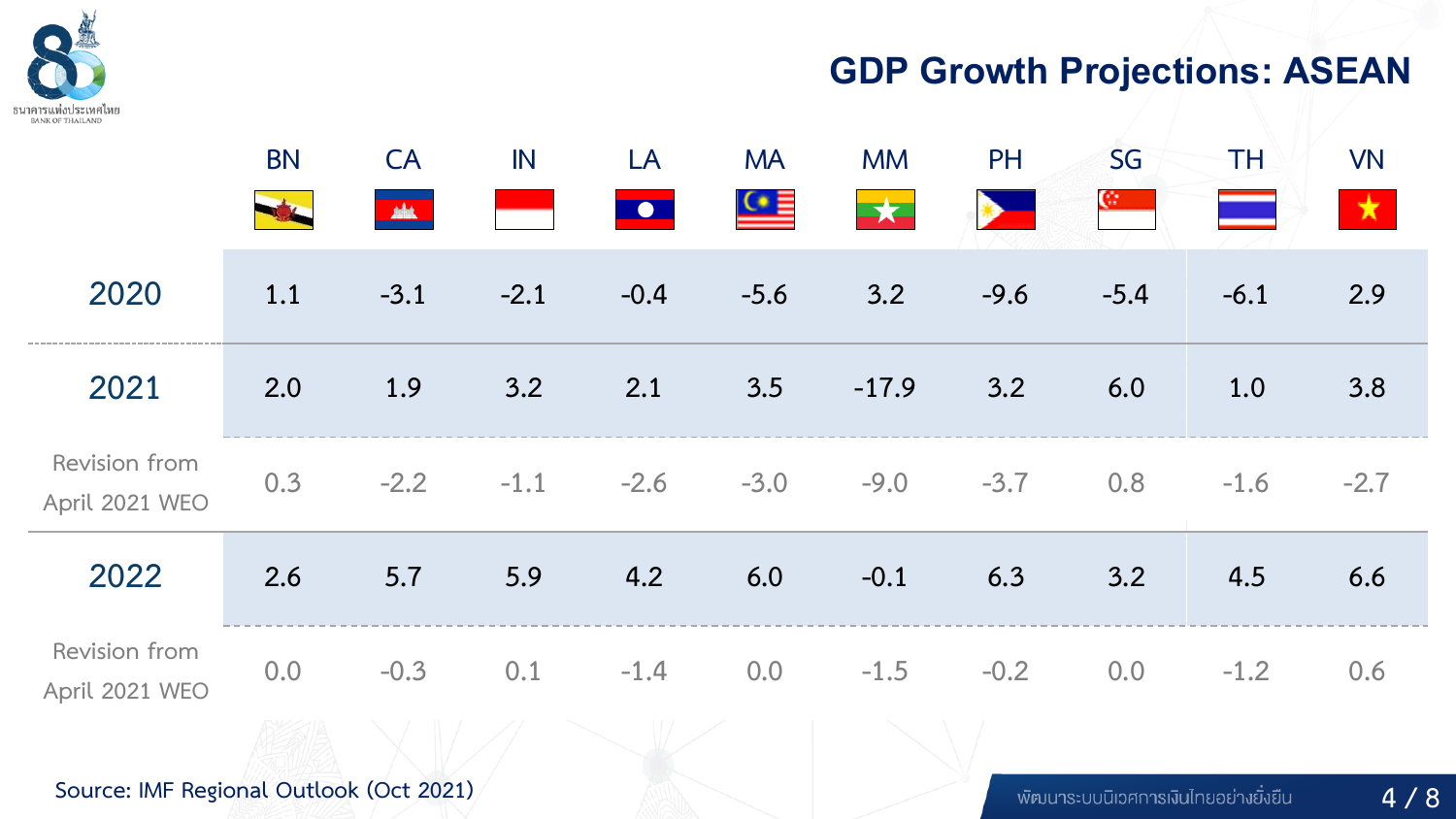## GDP Growth Projections: ASEAN

| | BN | CA | IN | LA | MA | MM | PH | SG | TH | VN |
|---|---|---|---|---|---|---|---|---|---|---|
| 2020 | 1.1 | -3.1 | -2.1 | -0.4 | -5.6 | 3.2 | -9.6 | -5.4 | -6.1 | 2.9 |
| 2021 | 2.0 | 1.9 | 3.2 | 2.1 | 3.5 | -17.9 | 3.2 | 6.0 | 1.0 | 3.8 |
| Revision from April 2021 WEO | 0.3 | -2.2 | -1.1 | -2.6 | -3.0 | -9.0 | -3.7 | 0.8 | -1.6 | -2.7 |
| 2022 | 2.6 | 5.7 | 5.9 | 4.2 | 6.0 | -0.1 | 6.3 | 3.2 | 4.5 | 6.6 |
| Revision from April 2021 WEO | 0.0 | -0.3 | 0.1 | -1.4 | 0.0 | -1.5 | -0.2 | 0.0 | -1.2 | 0.6 |

Source: IMF Regional Outlook (Oct 2021)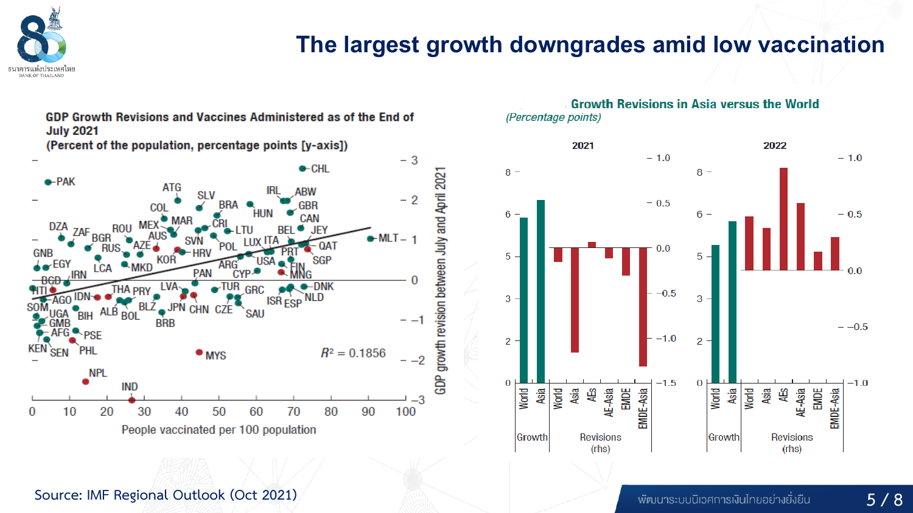# The largest growth downgrades amid low vaccination

**GDP Growth Revisions and Vaccines Administered as of the End of July 2021**
**(Percent of the population, percentage points [y-axis])**

$R^2 = 0.1856$

GDP growth revision between July and April 2021

People vaccinated per 100 population

**Growth Revisions in Asia versus the World**
*(Percentage points)*

2021 | 2022

Growth: World, Asia | Revisions (rhs): World, Asia, AEs, AE-Asia, EMDE, EMDE-Asia

Source: IMF Regional Outlook (Oct 2021)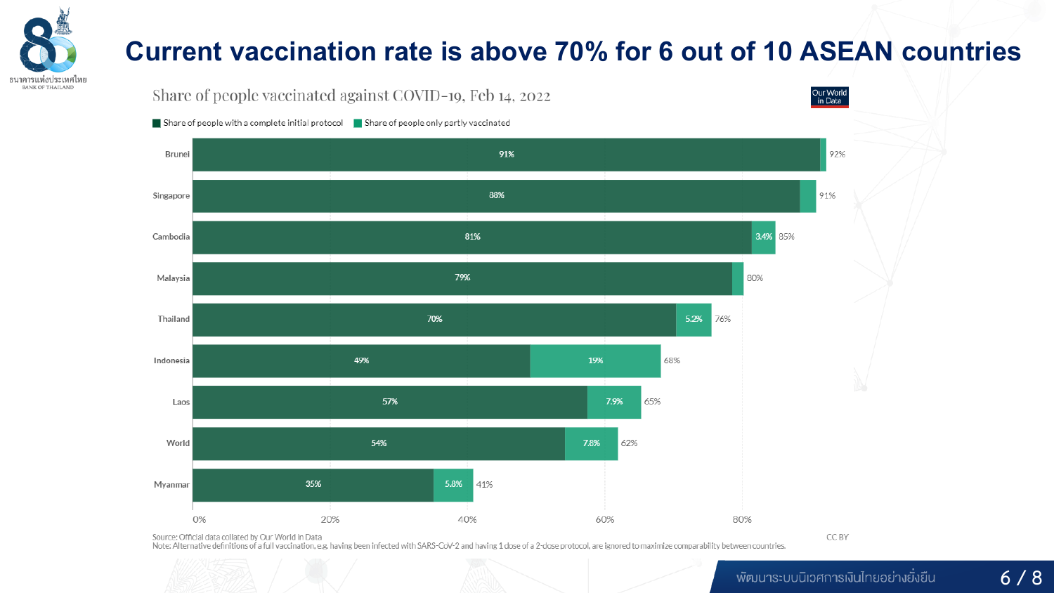# Current vaccination rate is above 70% for 6 out of 10 ASEAN countries

## Share of people vaccinated against COVID-19, Feb 14, 2022

| Country | Share of people with a complete initial protocol | Share of people only partly vaccinated | Total |
|---|---|---|---|
| Brunei | 91% | | 92% |
| Singapore | 88% | | 91% |
| Cambodia | 81% | 3.4% | 85% |
| Malaysia | 79% | | 80% |
| Thailand | 70% | 5.2% | 76% |
| Indonesia | 49% | 19% | 68% |
| Laos | 57% | 7.9% | 65% |
| World | 54% | 7.8% | 62% |
| Myanmar | 35% | 5.8% | 41% |

Source: Official data collated by Our World in Data

Note: Alternative definitions of a full vaccination, e.g. having been infected with SARS-CoV-2 and having 1 dose of a 2-dose protocol, are ignored to maximize comparability between countries.

CC BY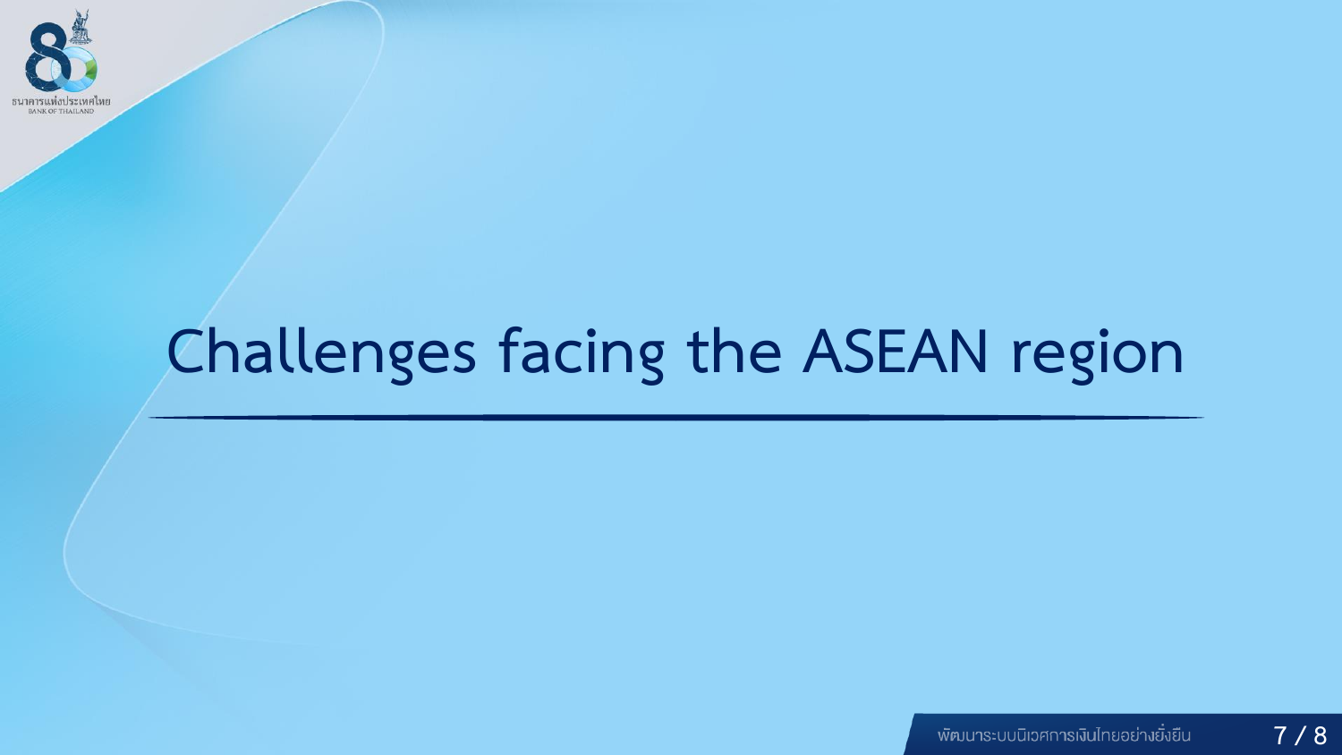# Challenges facing the ASEAN region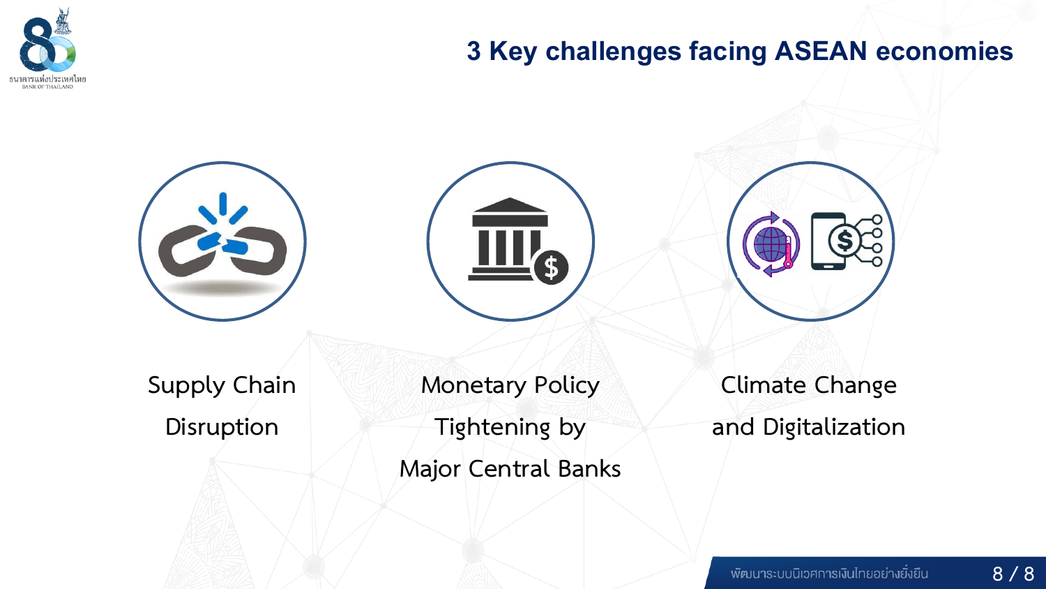# 3 Key challenges facing ASEAN economies

Supply Chain Disruption

Monetary Policy Tightening by Major Central Banks

Climate Change and Digitalization